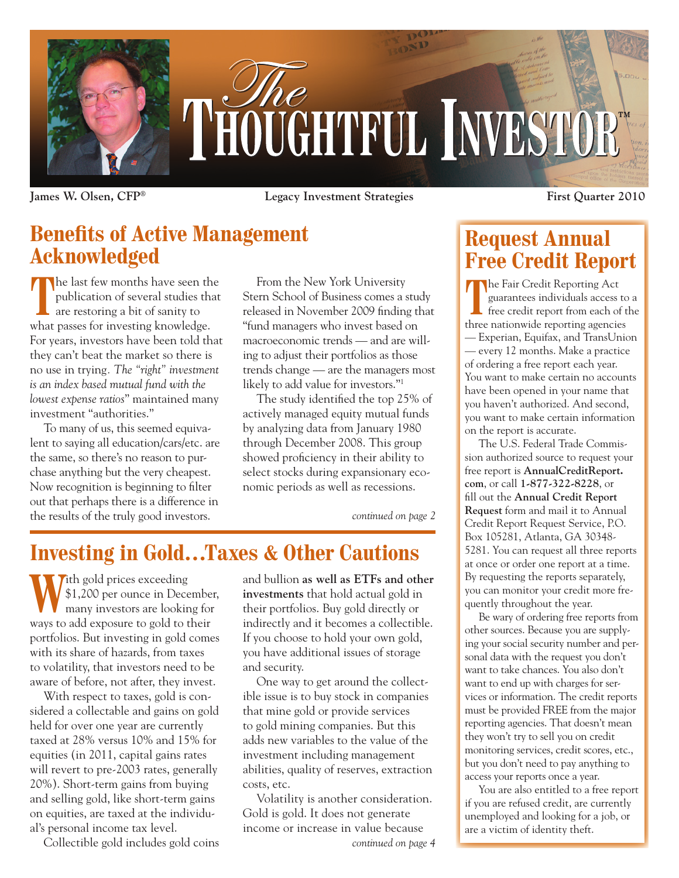# The Thoughtful Investor™

**James W. Olsen, CFP®** | **Legacy Investment Strategies** | **First Quarter 2010**

## Benefits of Active Management Acknowledged

The last few months have seen the publication of several studies that are restoring a bit of sanity to what passes for investing knowledge. For years, investors have been told that they can't beat the market so there is no use in trying. *The "right" investment is an index based mutual fund with the lowest expense ratios*" maintained many investment "authorities."

To many of us, this seemed equivalent to saying all education/cars/etc. are the same, so there's no reason to purchase anything but the very cheapest. Now recognition is beginning to filter out that perhaps there is a difference in the results of the truly good investors.

From the New York University Stern School of Business comes a study released in November 2009 finding that "fund managers who invest based on macroeconomic trends — and are willing to adjust their portfolios as those trends change — are the managers most likely to add value for investors."[1]

The study identified the top 25% of actively managed equity mutual funds by analyzing data from January 1980 through December 2008. This group showed proficiency in their ability to select stocks during expansionary economic periods as well as recessions.

*continued on page 2*

## Investing in Gold…Taxes & Other Cautions

With gold prices exceeding $1,200 per ounce in December, many investors are looking for ways to add exposure to gold to their portfolios. But investing in gold comes with its share of hazards, from taxes to volatility, that investors need to be aware of before, not after, they invest.

With respect to taxes, gold is considered a collectable and gains on gold held for over one year are currently taxed at 28% versus 10% and 15% for equities (in 2011, capital gains rates will revert to pre-2003 rates, generally 20%). Short-term gains from buying and selling gold, like short-term gains on equities, are taxed at the individual's personal income tax level.

Collectible gold includes gold coins and bullion **as well as ETFs and other investments** that hold actual gold in their portfolios. Buy gold directly or indirectly and it becomes a collectible. If you choose to hold your own gold, you have additional issues of storage and security.

One way to get around the collectible issue is to buy stock in companies that mine gold or provide services to gold mining companies. But this adds new variables to the value of the investment including management abilities, quality of reserves, extraction costs, etc.

Volatility is another consideration. Gold is gold. It does not generate income or increase in value because

*continued on page 4*

## Request Annual Free Credit Report

The Fair Credit Reporting Act guarantees individuals access to a free credit report from each of the three nationwide reporting agencies — Experian, Equifax, and TransUnion — every 12 months. Make a practice of ordering a free report each year. You want to make certain no accounts have been opened in your name that you haven't authorized. And second, you want to make certain information on the report is accurate.

The U.S. Federal Trade Commission authorized source to request your free report is **AnnualCreditReport.com**, or call **1-877-322-8228**, or fill out the **Annual Credit Report Request** form and mail it to Annual Credit Report Request Service, P.O. Box 105281, Atlanta, GA 30348-5281. You can request all three reports at once or order one report at a time. By requesting the reports separately, you can monitor your credit more frequently throughout the year.

Be wary of ordering free reports from other sources. Because you are supplying your social security number and personal data with the request you don't want to take chances. You also don't want to end up with charges for services or information. The credit reports must be provided FREE from the major reporting agencies. That doesn't mean they won't try to sell you on credit monitoring services, credit scores, etc., but you don't need to pay anything to access your reports once a year.

You are also entitled to a free report if you are refused credit, are currently unemployed and looking for a job, or are a victim of identity theft.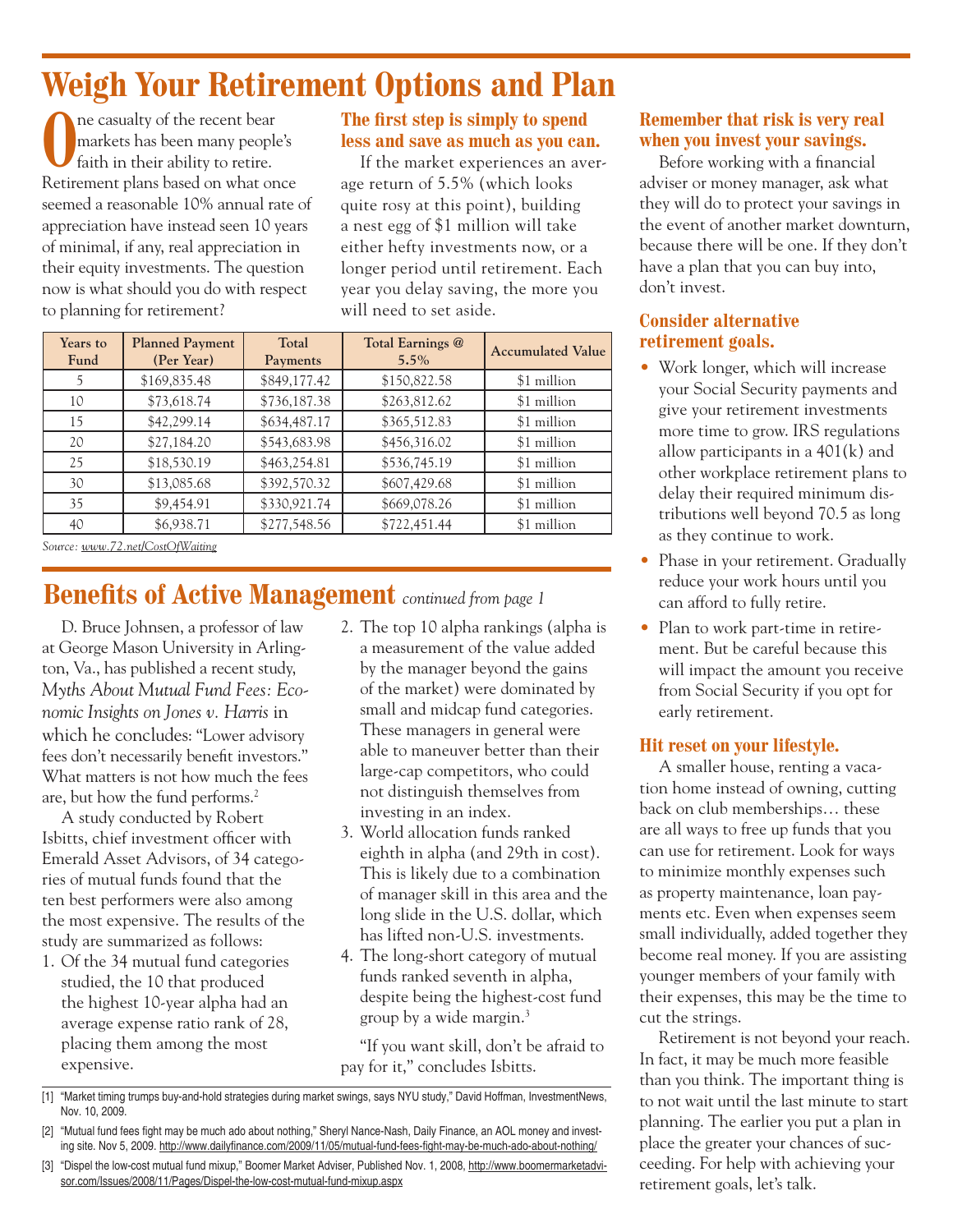# Weigh Your Retirement Options and Plan

One casualty of the recent bear markets has been many people's faith in their ability to retire. Retirement plans based on what once seemed a reasonable 10% annual rate of appreciation have instead seen 10 years of minimal, if any, real appreciation in their equity investments. The question now is what should you do with respect to planning for retirement?

### The first step is simply to spend less and save as much as you can.

If the market experiences an average return of 5.5% (which looks quite rosy at this point), building a nest egg of $1 million will take either hefty investments now, or a longer period until retirement. Each year you delay saving, the more you will need to set aside.

| Years to Fund | Planned Payment (Per Year) | Total Payments | Total Earnings @ 5.5% | Accumulated Value |
|---|---|---|---|---|
| 5 | $169,835.48 | $849,177.42 | $150,822.58 | $1 million |
| 10 | $73,618.74 | $736,187.38 | $263,812.62 | $1 million |
| 15 | $42,299.14 | $634,487.17 | $365,512.83 | $1 million |
| 20 | $27,184.20 | $543,683.98 | $456,316.02 | $1 million |
| 25 | $18,530.19 | $463,254.81 | $536,745.19 | $1 million |
| 30 | $13,085.68 | $392,570.32 | $607,429.68 | $1 million |
| 35 | $9,454.91 | $330,921.74 | $669,078.26 | $1 million |
| 40 | $6,938.71 | $277,548.56 | $722,451.44 | $1 million |

*Source: www.72.net/CostOfWaiting*

### Remember that risk is very real when you invest your savings.

Before working with a financial adviser or money manager, ask what they will do to protect your savings in the event of another market downturn, because there will be one. If they don't have a plan that you can buy into, don't invest.

### Consider alternative retirement goals.

- Work longer, which will increase your Social Security payments and give your retirement investments more time to grow. IRS regulations allow participants in a 401(k) and other workplace retirement plans to delay their required minimum distributions well beyond 70.5 as long as they continue to work.
- Phase in your retirement. Gradually reduce your work hours until you can afford to fully retire.
- Plan to work part-time in retirement. But be careful because this will impact the amount you receive from Social Security if you opt for early retirement.

### Hit reset on your lifestyle.

A smaller house, renting a vacation home instead of owning, cutting back on club memberships… these are all ways to free up funds that you can use for retirement. Look for ways to minimize monthly expenses such as property maintenance, loan payments etc. Even when expenses seem small individually, added together they become real money. If you are assisting younger members of your family with their expenses, this may be the time to cut the strings.

Retirement is not beyond your reach. In fact, it may be much more feasible than you think. The important thing is to not wait until the last minute to start planning. The earlier you put a plan in place the greater your chances of succeeding. For help with achieving your retirement goals, let's talk.

# Benefits of Active Management *continued from page 1*

D. Bruce Johnsen, a professor of law at George Mason University in Arlington, Va., has published a recent study, *Myths About Mutual Fund Fees: Economic Insights on Jones v. Harris* in which he concludes: "Lower advisory fees don't necessarily benefit investors." What matters is not how much the fees are, but how the fund performs.[2]

A study conducted by Robert Isbitts, chief investment officer with Emerald Asset Advisors, of 34 categories of mutual funds found that the ten best performers were also among the most expensive. The results of the study are summarized as follows:

1. Of the 34 mutual fund categories studied, the 10 that produced the highest 10-year alpha had an average expense ratio rank of 28, placing them among the most expensive.
2. The top 10 alpha rankings (alpha is a measurement of the value added by the manager beyond the gains of the market) were dominated by small and midcap fund categories. These managers in general were able to maneuver better than their large-cap competitors, who could not distinguish themselves from investing in an index.
3. World allocation funds ranked eighth in alpha (and 29th in cost). This is likely due to a combination of manager skill in this area and the long slide in the U.S. dollar, which has lifted non-U.S. investments.
4. The long-short category of mutual funds ranked seventh in alpha, despite being the highest-cost fund group by a wide margin.[3]

"If you want skill, don't be afraid to pay for it," concludes Isbitts.

[1] "Market timing trumps buy-and-hold strategies during market swings, says NYU study," David Hoffman, InvestmentNews, Nov. 10, 2009.

[2] "Mutual fund fees fight may be much ado about nothing," Sheryl Nance-Nash, Daily Finance, an AOL money and investing site. Nov 5, 2009. http://www.dailyfinance.com/2009/11/05/mutual-fund-fees-fight-may-be-much-ado-about-nothing/

[3] "Dispel the low-cost mutual fund mixup," Boomer Market Adviser, Published Nov. 1, 2008, http://www.boomermarketadvisor.com/Issues/2008/11/Pages/Dispel-the-low-cost-mutual-fund-mixup.aspx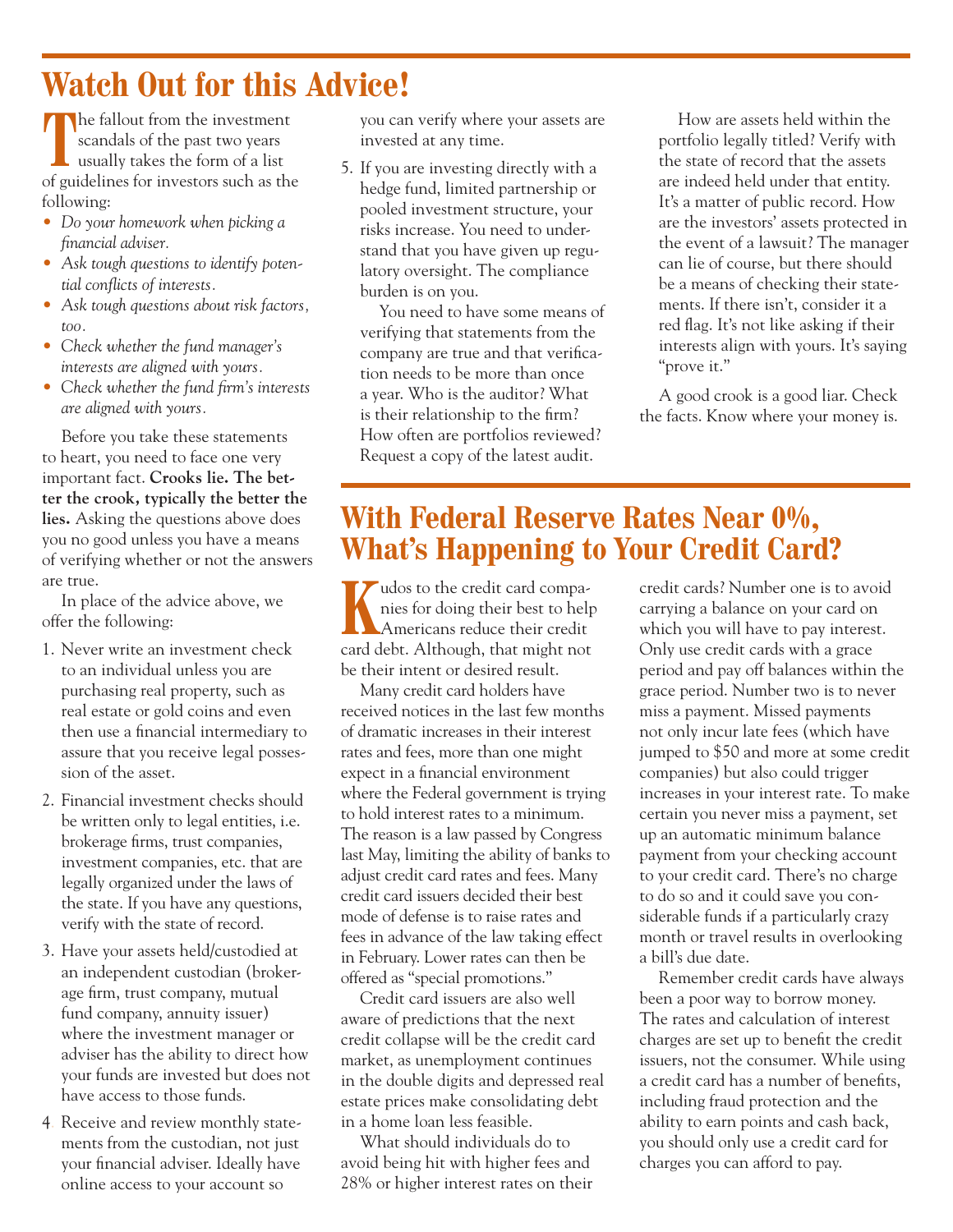# Watch Out for this Advice!

The fallout from the investment scandals of the past two years usually takes the form of a list of guidelines for investors such as the following:

- *Do your homework when picking a financial adviser.*
- *Ask tough questions to identify potential conflicts of interests.*
- *Ask tough questions about risk factors, too.*
- *Check whether the fund manager's interests are aligned with yours.*
- *Check whether the fund firm's interests are aligned with yours.*

Before you take these statements to heart, you need to face one very important fact. **Crooks lie. The better the crook, typically the better the lies.** Asking the questions above does you no good unless you have a means of verifying whether or not the answers are true.

In place of the advice above, we offer the following:

1. Never write an investment check to an individual unless you are purchasing real property, such as real estate or gold coins and even then use a financial intermediary to assure that you receive legal possession of the asset.
2. Financial investment checks should be written only to legal entities, i.e. brokerage firms, trust companies, investment companies, etc. that are legally organized under the laws of the state. If you have any questions, verify with the state of record.
3. Have your assets held/custodied at an independent custodian (brokerage firm, trust company, mutual fund company, annuity issuer) where the investment manager or adviser has the ability to direct how your funds are invested but does not have access to those funds.
4. Receive and review monthly statements from the custodian, not just your financial adviser. Ideally have online access to your account so you can verify where your assets are invested at any time.
5. If you are investing directly with a hedge fund, limited partnership or pooled investment structure, your risks increase. You need to understand that you have given up regulatory oversight. The compliance burden is on you.

   You need to have some means of verifying that statements from the company are true and that verification needs to be more than once a year. Who is the auditor? What is their relationship to the firm? How often are portfolios reviewed? Request a copy of the latest audit.

   How are assets held within the portfolio legally titled? Verify with the state of record that the assets are indeed held under that entity. It's a matter of public record. How are the investors' assets protected in the event of a lawsuit? The manager can lie of course, but there should be a means of checking their statements. If there isn't, consider it a red flag. It's not like asking if their interests align with yours. It's saying "prove it."

A good crook is a good liar. Check the facts. Know where your money is.

# With Federal Reserve Rates Near 0%, What's Happening to Your Credit Card?

Kudos to the credit card companies for doing their best to help Americans reduce their credit card debt. Although, that might not be their intent or desired result.

Many credit card holders have received notices in the last few months of dramatic increases in their interest rates and fees, more than one might expect in a financial environment where the Federal government is trying to hold interest rates to a minimum. The reason is a law passed by Congress last May, limiting the ability of banks to adjust credit card rates and fees. Many credit card issuers decided their best mode of defense is to raise rates and fees in advance of the law taking effect in February. Lower rates can then be offered as "special promotions."

Credit card issuers are also well aware of predictions that the next credit collapse will be the credit card market, as unemployment continues in the double digits and depressed real estate prices make consolidating debt in a home loan less feasible.

What should individuals do to avoid being hit with higher fees and 28% or higher interest rates on their credit cards? Number one is to avoid carrying a balance on your card on which you will have to pay interest. Only use credit cards with a grace period and pay off balances within the grace period. Number two is to never miss a payment. Missed payments not only incur late fees (which have jumped to $50 and more at some credit companies) but also could trigger increases in your interest rate. To make certain you never miss a payment, set up an automatic minimum balance payment from your checking account to your credit card. There's no charge to do so and it could save you considerable funds if a particularly crazy month or travel results in overlooking a bill's due date.

Remember credit cards have always been a poor way to borrow money. The rates and calculation of interest charges are set up to benefit the credit issuers, not the consumer. While using a credit card has a number of benefits, including fraud protection and the ability to earn points and cash back, you should only use a credit card for charges you can afford to pay.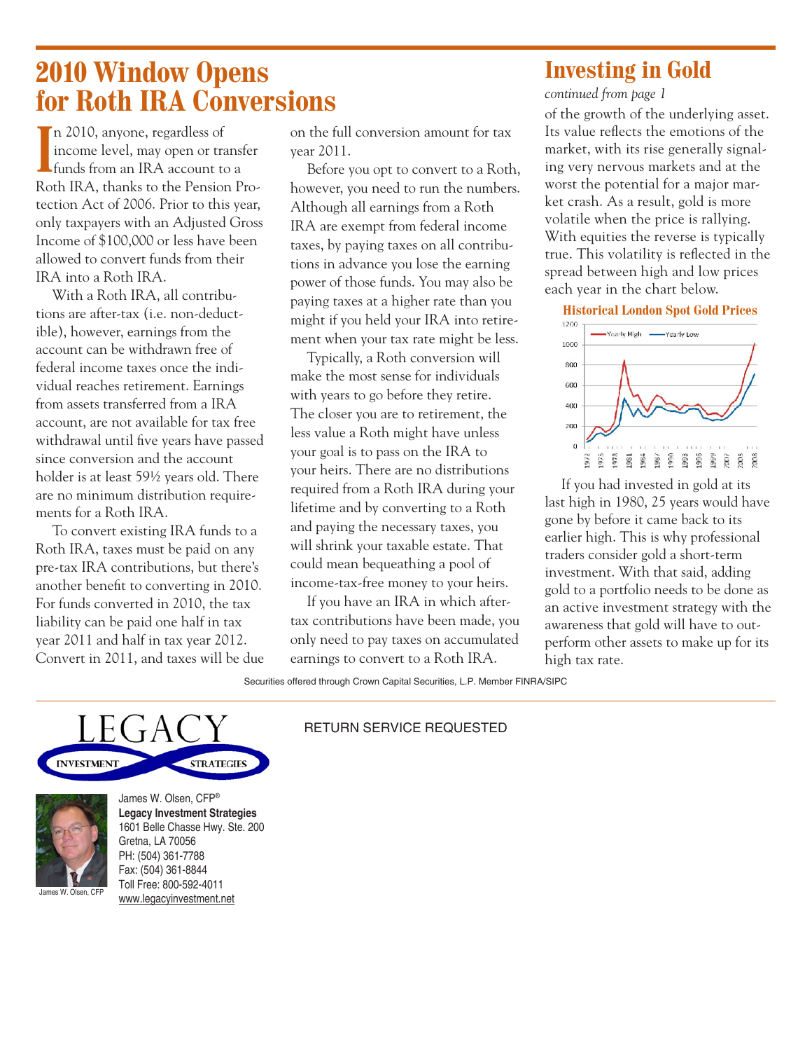# 2010 Window Opens for Roth IRA Conversions

In 2010, anyone, regardless of income level, may open or transfer funds from an IRA account to a Roth IRA, thanks to the Pension Protection Act of 2006. Prior to this year, only taxpayers with an Adjusted Gross Income of $100,000 or less have been allowed to convert funds from their IRA into a Roth IRA.

With a Roth IRA, all contributions are after-tax (i.e. non-deductible), however, earnings from the account can be withdrawn free of federal income taxes once the individual reaches retirement. Earnings from assets transferred from a IRA account, are not available for tax free withdrawal until five years have passed since conversion and the account holder is at least 59½ years old. There are no minimum distribution requirements for a Roth IRA.

To convert existing IRA funds to a Roth IRA, taxes must be paid on any pre-tax IRA contributions, but there's another benefit to converting in 2010. For funds converted in 2010, the tax liability can be paid one half in tax year 2011 and half in tax year 2012. Convert in 2011, and taxes will be due on the full conversion amount for tax year 2011.

Before you opt to convert to a Roth, however, you need to run the numbers. Although all earnings from a Roth IRA are exempt from federal income taxes, by paying taxes on all contributions in advance you lose the earning power of those funds. You may also be paying taxes at a higher rate than you might if you held your IRA into retirement when your tax rate might be less.

Typically, a Roth conversion will make the most sense for individuals with years to go before they retire. The closer you are to retirement, the less value a Roth might have unless your goal is to pass on the IRA to your heirs. There are no distributions required from a Roth IRA during your lifetime and by converting to a Roth and paying the necessary taxes, you will shrink your taxable estate. That could mean bequeathing a pool of income-tax-free money to your heirs.

If you have an IRA in which after-tax contributions have been made, you only need to pay taxes on accumulated earnings to convert to a Roth IRA.

# Investing in Gold

*continued from page 1*

of the growth of the underlying asset. Its value reflects the emotions of the market, with its rise generally signaling very nervous markets and at the worst the potential for a major market crash. As a result, gold is more volatile when the price is rallying. With equities the reverse is typically true. This volatility is reflected in the spread between high and low prices each year in the chart below.

**Historical London Spot Gold Prices**

Yearly High
Yearly Low

1200
1000
800
600
400
200
0

1972
1975
1978
1981
1984
1987
1990
1993
1996
1999
2002
2005
2008

If you had invested in gold at its last high in 1980, 25 years would have gone by before it came back to its earlier high. This is why professional traders consider gold a short-term investment. With that said, adding gold to a portfolio needs to be done as an active investment strategy with the awareness that gold will have to outperform other assets to make up for its high tax rate.

Securities offered through Crown Capital Securities, L.P. Member FINRA/SIPC

LEGACY INVESTMENT STRATEGIES

RETURN SERVICE REQUESTED

James W. Olsen, CFP

James W. Olsen, CFP®
**Legacy Investment Strategies**
1601 Belle Chasse Hwy. Ste. 200
Gretna, LA 70056
PH: (504) 361-7788
Fax: (504) 361-8844
Toll Free: 800-592-4011
www.legacyinvestment.net